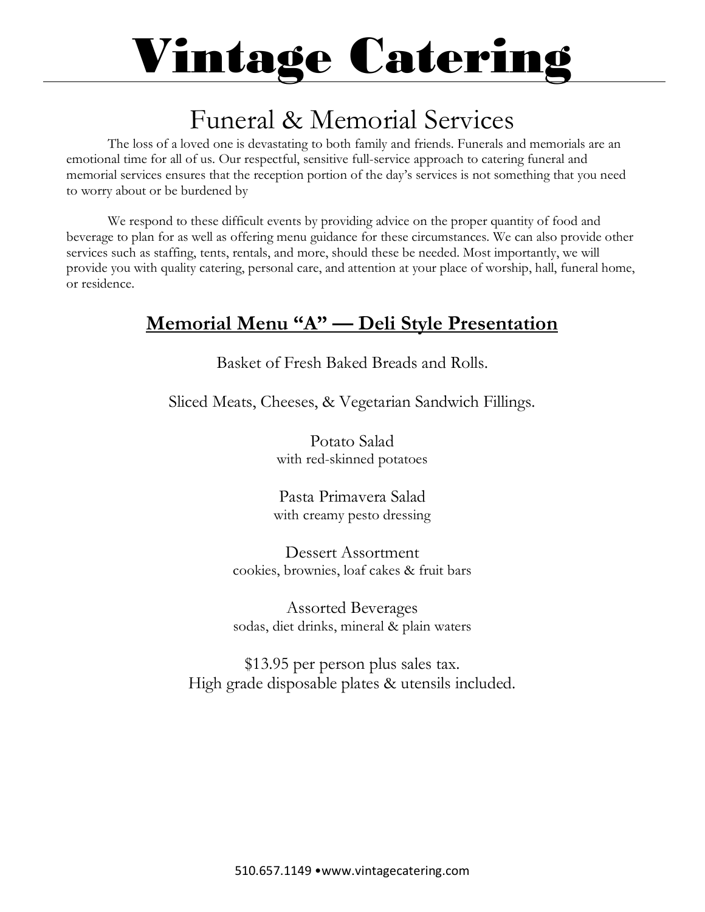# Vintage Catering

## Funeral & Memorial Services

The loss of a loved one is devastating to both family and friends. Funerals and memorials are an emotional time for all of us. Our respectful, sensitive full-service approach to catering funeral and memorial services ensures that the reception portion of the day's services is not something that you need to worry about or be burdened by

We respond to these difficult events by providing advice on the proper quantity of food and beverage to plan for as well as offering menu guidance for these circumstances. We can also provide other services such as staffing, tents, rentals, and more, should these be needed. Most importantly, we will provide you with quality catering, personal care, and attention at your place of worship, hall, funeral home, or residence.

### **Memorial Menu "A" — Deli Style Presentation**

Basket of Fresh Baked Breads and Rolls.

Sliced Meats, Cheeses, & Vegetarian Sandwich Fillings.

Potato Salad
with red-skinned potatoes

Pasta Primavera Salad
with creamy pesto dressing

Dessert Assortment
cookies, brownies, loaf cakes & fruit bars

Assorted Beverages
sodas, diet drinks, mineral & plain waters

$13.95 per person plus sales tax.
High grade disposable plates & utensils included.

510.657.1149 •www.vintagecatering.com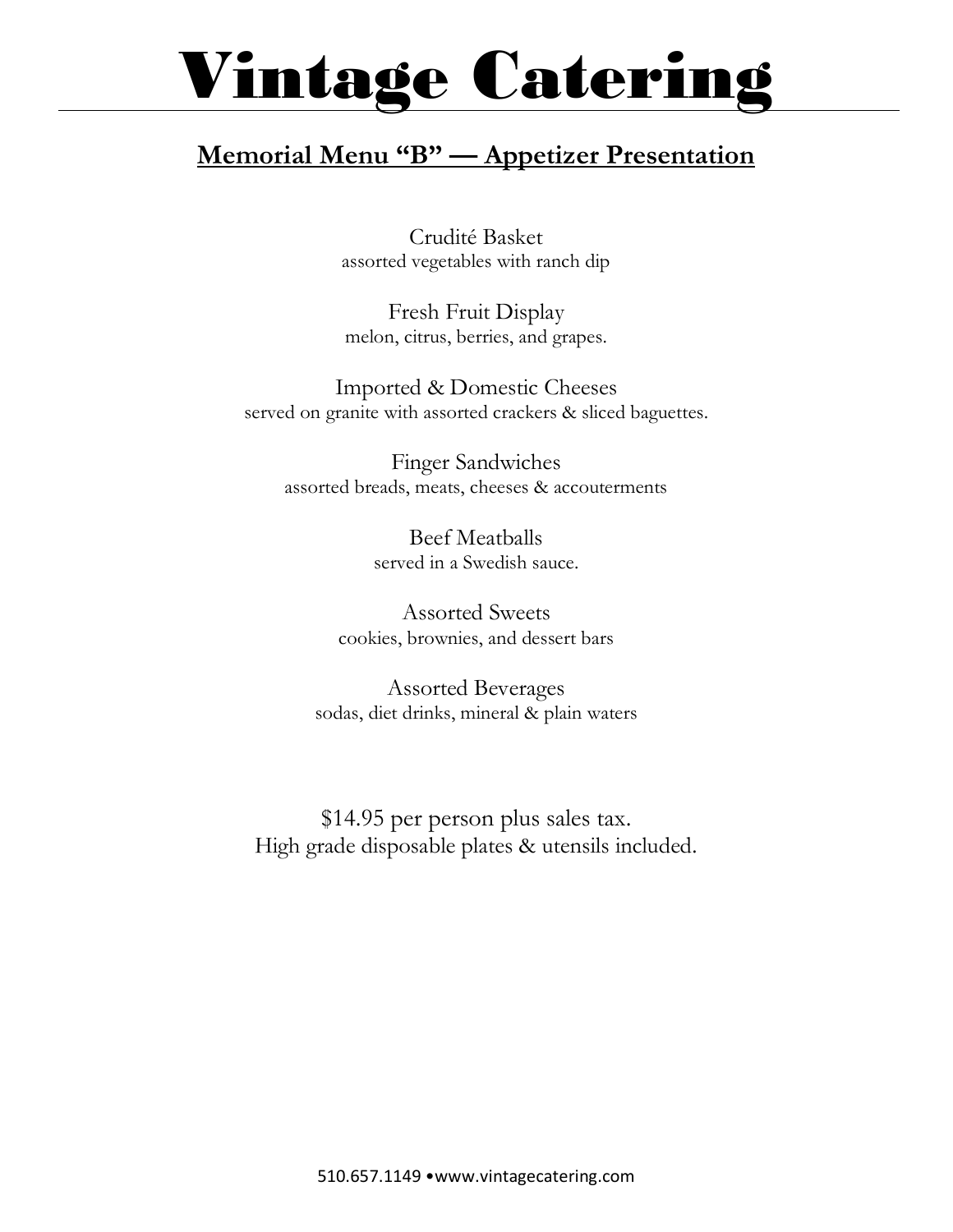# Vintage Catering

## Memorial Menu "B" — Appetizer Presentation

Crudité Basket
assorted vegetables with ranch dip

Fresh Fruit Display
melon, citrus, berries, and grapes.

Imported & Domestic Cheeses
served on granite with assorted crackers & sliced baguettes.

Finger Sandwiches
assorted breads, meats, cheeses & accouterments

Beef Meatballs
served in a Swedish sauce.

Assorted Sweets
cookies, brownies, and dessert bars

Assorted Beverages
sodas, diet drinks, mineral & plain waters

$14.95 per person plus sales tax.
High grade disposable plates & utensils included.

510.657.1149 •www.vintagecatering.com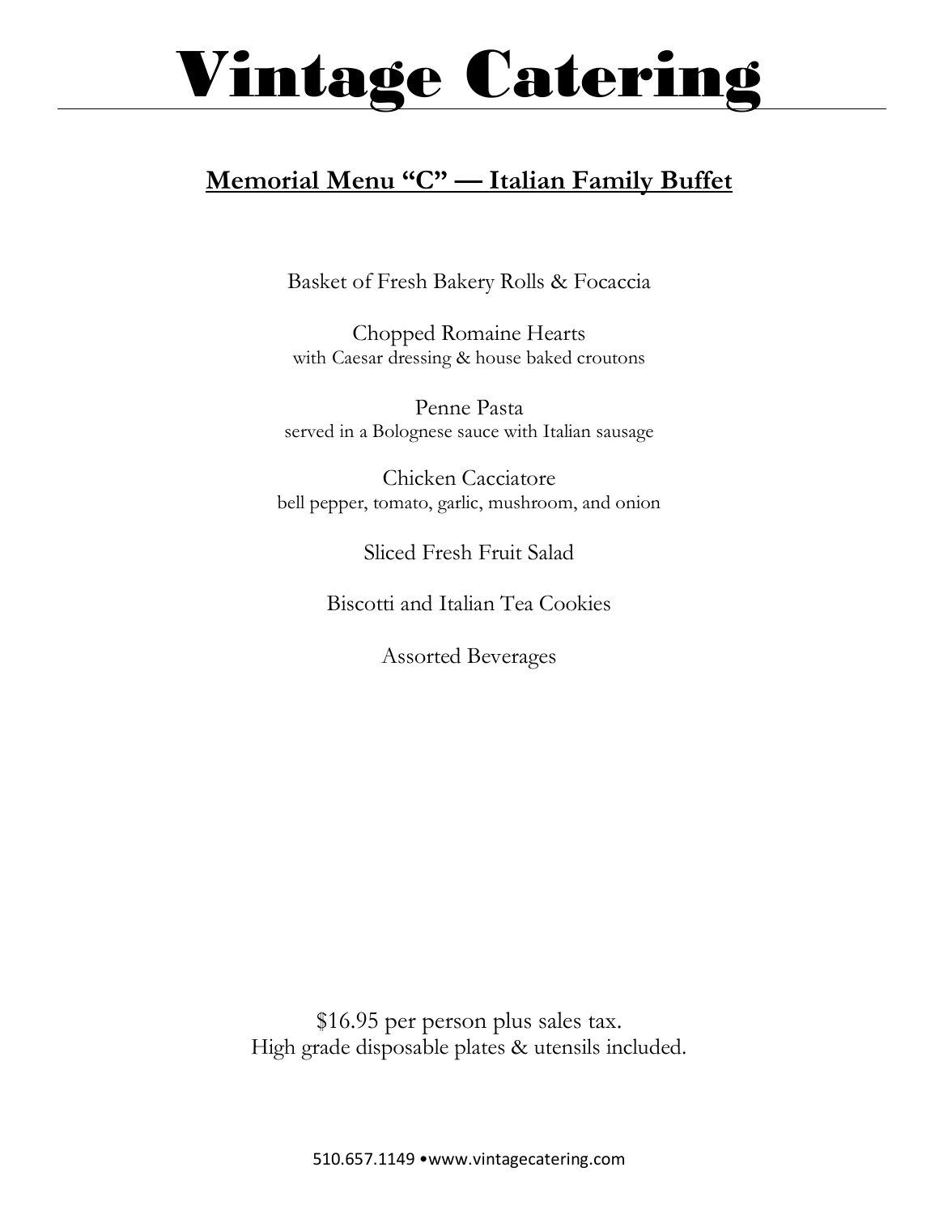# Vintage Catering

## Memorial Menu "C" — Italian Family Buffet

Basket of Fresh Bakery Rolls & Focaccia

Chopped Romaine Hearts
with Caesar dressing & house baked croutons

Penne Pasta
served in a Bolognese sauce with Italian sausage

Chicken Cacciatore
bell pepper, tomato, garlic, mushroom, and onion

Sliced Fresh Fruit Salad

Biscotti and Italian Tea Cookies

Assorted Beverages

$16.95 per person plus sales tax.
High grade disposable plates & utensils included.

510.657.1149 •www.vintagecatering.com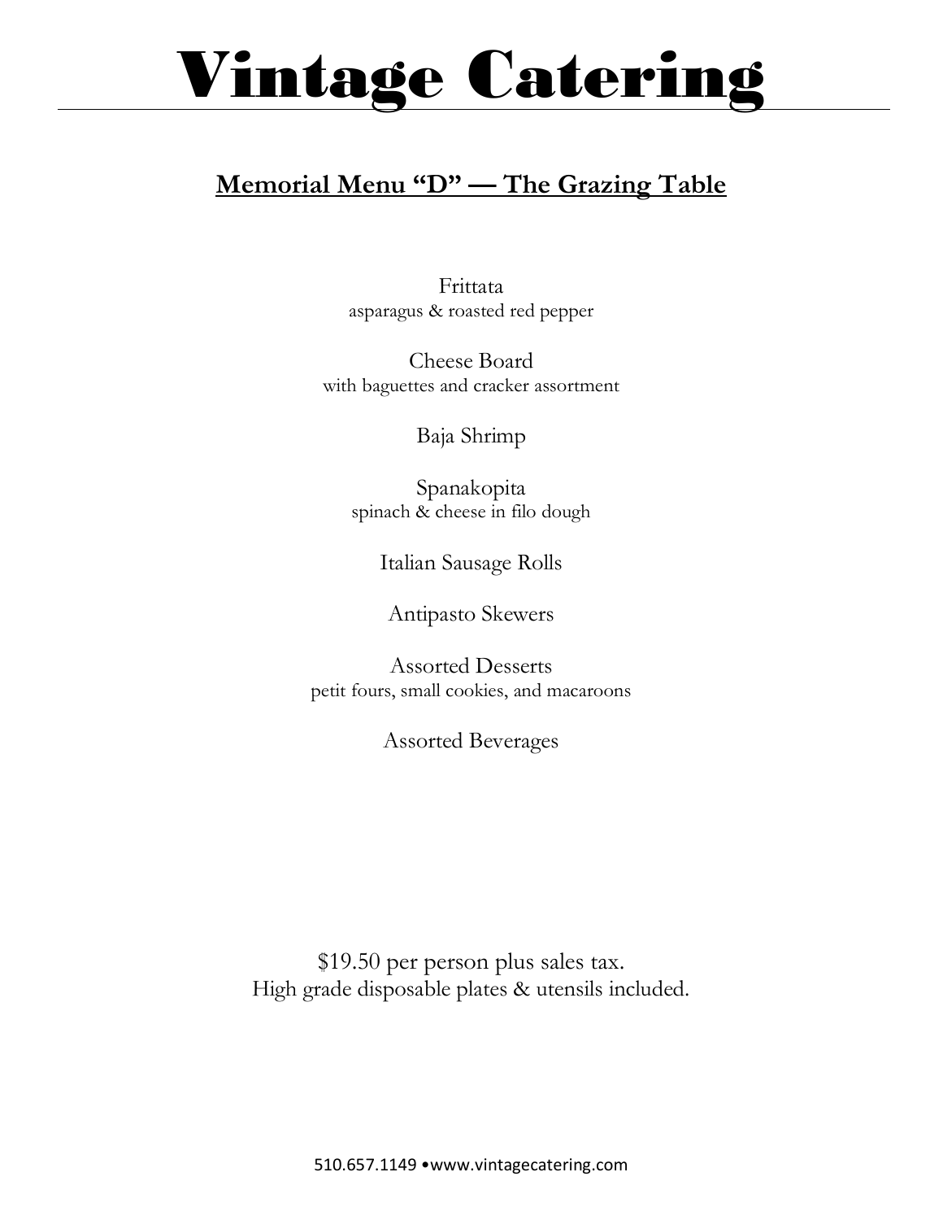# Vintage Catering

## Memorial Menu "D" — The Grazing Table

Frittata
asparagus & roasted red pepper

Cheese Board
with baguettes and cracker assortment

Baja Shrimp

Spanakopita
spinach & cheese in filo dough

Italian Sausage Rolls

Antipasto Skewers

Assorted Desserts
petit fours, small cookies, and macaroons

Assorted Beverages

$19.50 per person plus sales tax.
High grade disposable plates & utensils included.

510.657.1149 •www.vintagecatering.com